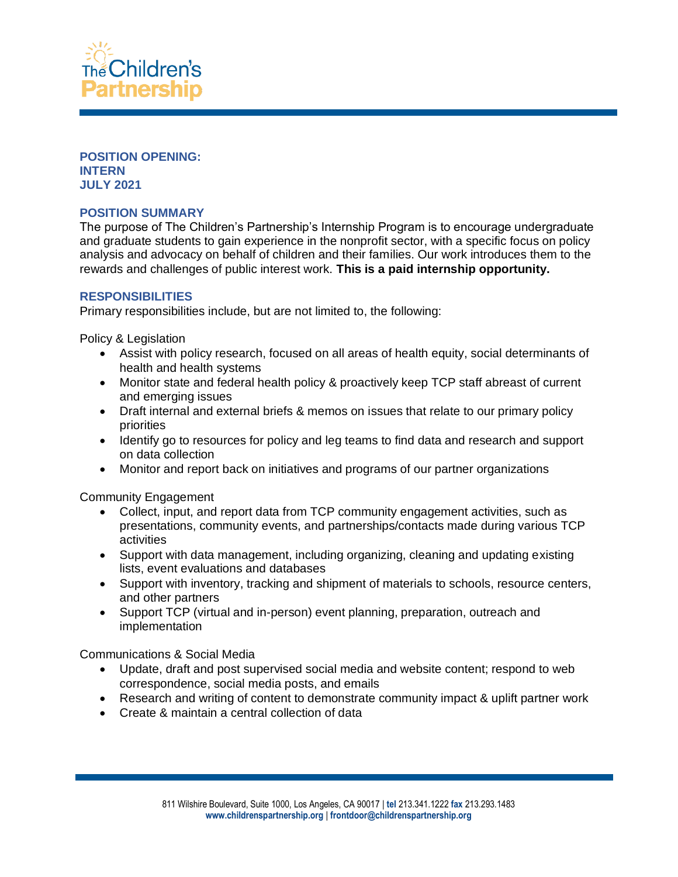# POSITION OPENING:
# INTERN
# JULY 2021

## POSITION SUMMARY

The purpose of The Children's Partnership's Internship Program is to encourage undergraduate and graduate students to gain experience in the nonprofit sector, with a specific focus on policy analysis and advocacy on behalf of children and their families. Our work introduces them to the rewards and challenges of public interest work. **This is a paid internship opportunity.**

## RESPONSIBILITIES

Primary responsibilities include, but are not limited to, the following:

Policy & Legislation

- Assist with policy research, focused on all areas of health equity, social determinants of health and health systems
- Monitor state and federal health policy & proactively keep TCP staff abreast of current and emerging issues
- Draft internal and external briefs & memos on issues that relate to our primary policy priorities
- Identify go to resources for policy and leg teams to find data and research and support on data collection
- Monitor and report back on initiatives and programs of our partner organizations

Community Engagement

- Collect, input, and report data from TCP community engagement activities, such as presentations, community events, and partnerships/contacts made during various TCP activities
- Support with data management, including organizing, cleaning and updating existing lists, event evaluations and databases
- Support with inventory, tracking and shipment of materials to schools, resource centers, and other partners
- Support TCP (virtual and in-person) event planning, preparation, outreach and implementation

Communications & Social Media

- Update, draft and post supervised social media and website content; respond to web correspondence, social media posts, and emails
- Research and writing of content to demonstrate community impact & uplift partner work
- Create & maintain a central collection of data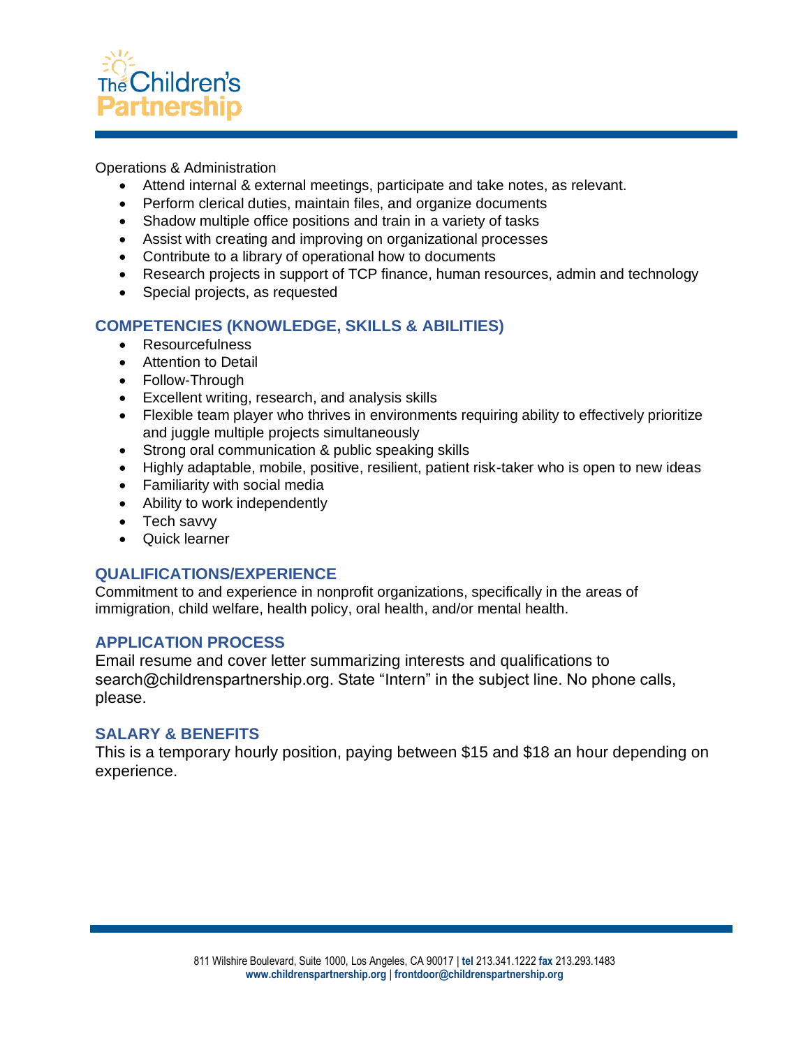Operations & Administration

- Attend internal & external meetings, participate and take notes, as relevant.
- Perform clerical duties, maintain files, and organize documents
- Shadow multiple office positions and train in a variety of tasks
- Assist with creating and improving on organizational processes
- Contribute to a library of operational how to documents
- Research projects in support of TCP finance, human resources, admin and technology
- Special projects, as requested

## COMPETENCIES (KNOWLEDGE, SKILLS & ABILITIES)

- Resourcefulness
- Attention to Detail
- Follow-Through
- Excellent writing, research, and analysis skills
- Flexible team player who thrives in environments requiring ability to effectively prioritize and juggle multiple projects simultaneously
- Strong oral communication & public speaking skills
- Highly adaptable, mobile, positive, resilient, patient risk-taker who is open to new ideas
- Familiarity with social media
- Ability to work independently
- Tech savvy
- Quick learner

## QUALIFICATIONS/EXPERIENCE

Commitment to and experience in nonprofit organizations, specifically in the areas of immigration, child welfare, health policy, oral health, and/or mental health.

## APPLICATION PROCESS

Email resume and cover letter summarizing interests and qualifications to search@childrenspartnership.org. State "Intern" in the subject line. No phone calls, please.

## SALARY & BENEFITS

This is a temporary hourly position, paying between $15 and $18 an hour depending on experience.